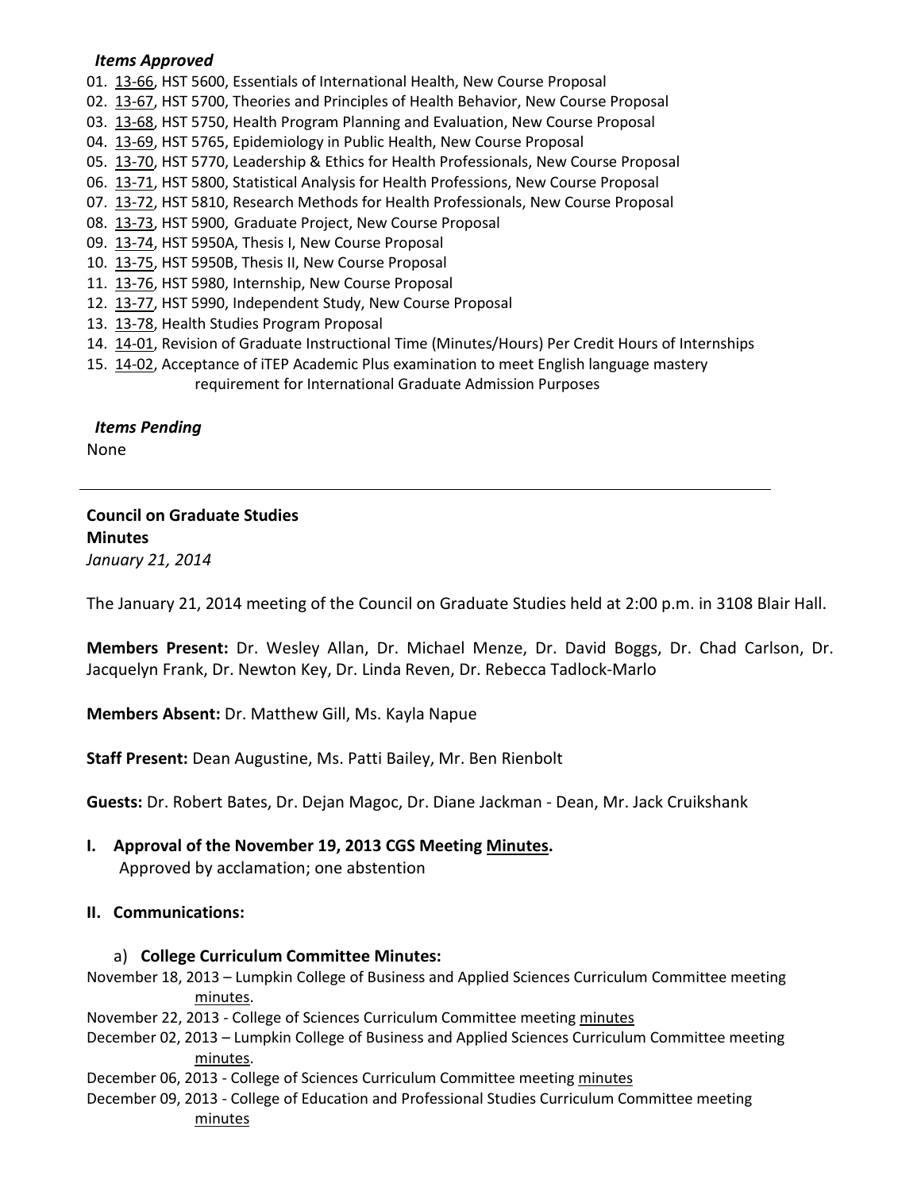***Items Approved***

01. 13-66, HST 5600, Essentials of International Health, New Course Proposal
02. 13-67, HST 5700, Theories and Principles of Health Behavior, New Course Proposal
03. 13-68, HST 5750, Health Program Planning and Evaluation, New Course Proposal
04. 13-69, HST 5765, Epidemiology in Public Health, New Course Proposal
05. 13-70, HST 5770, Leadership & Ethics for Health Professionals, New Course Proposal
06. 13-71, HST 5800, Statistical Analysis for Health Professions, New Course Proposal
07. 13-72, HST 5810, Research Methods for Health Professionals, New Course Proposal
08. 13-73, HST 5900, Graduate Project, New Course Proposal
09. 13-74, HST 5950A, Thesis I, New Course Proposal
10. 13-75, HST 5950B, Thesis II, New Course Proposal
11. 13-76, HST 5980, Internship, New Course Proposal
12. 13-77, HST 5990, Independent Study, New Course Proposal
13. 13-78, Health Studies Program Proposal
14. 14-01, Revision of Graduate Instructional Time (Minutes/Hours) Per Credit Hours of Internships
15. 14-02, Acceptance of iTEP Academic Plus examination to meet English language mastery requirement for International Graduate Admission Purposes

***Items Pending***

None

---

**Council on Graduate Studies**
**Minutes**
*January 21, 2014*

The January 21, 2014 meeting of the Council on Graduate Studies held at 2:00 p.m. in 3108 Blair Hall.

**Members Present:** Dr. Wesley Allan, Dr. Michael Menze, Dr. David Boggs, Dr. Chad Carlson, Dr. Jacquelyn Frank, Dr. Newton Key, Dr. Linda Reven, Dr. Rebecca Tadlock-Marlo

**Members Absent:** Dr. Matthew Gill, Ms. Kayla Napue

**Staff Present:** Dean Augustine, Ms. Patti Bailey, Mr. Ben Rienbolt

**Guests:** Dr. Robert Bates, Dr. Dejan Magoc, Dr. Diane Jackman - Dean, Mr. Jack Cruikshank

**I. Approval of the November 19, 2013 CGS Meeting Minutes.**

Approved by acclamation; one abstention

**II. Communications:**

a) **College Curriculum Committee Minutes:**

November 18, 2013 – Lumpkin College of Business and Applied Sciences Curriculum Committee meeting minutes.

November 22, 2013 - College of Sciences Curriculum Committee meeting minutes

December 02, 2013 – Lumpkin College of Business and Applied Sciences Curriculum Committee meeting minutes.

December 06, 2013 - College of Sciences Curriculum Committee meeting minutes

December 09, 2013 - College of Education and Professional Studies Curriculum Committee meeting minutes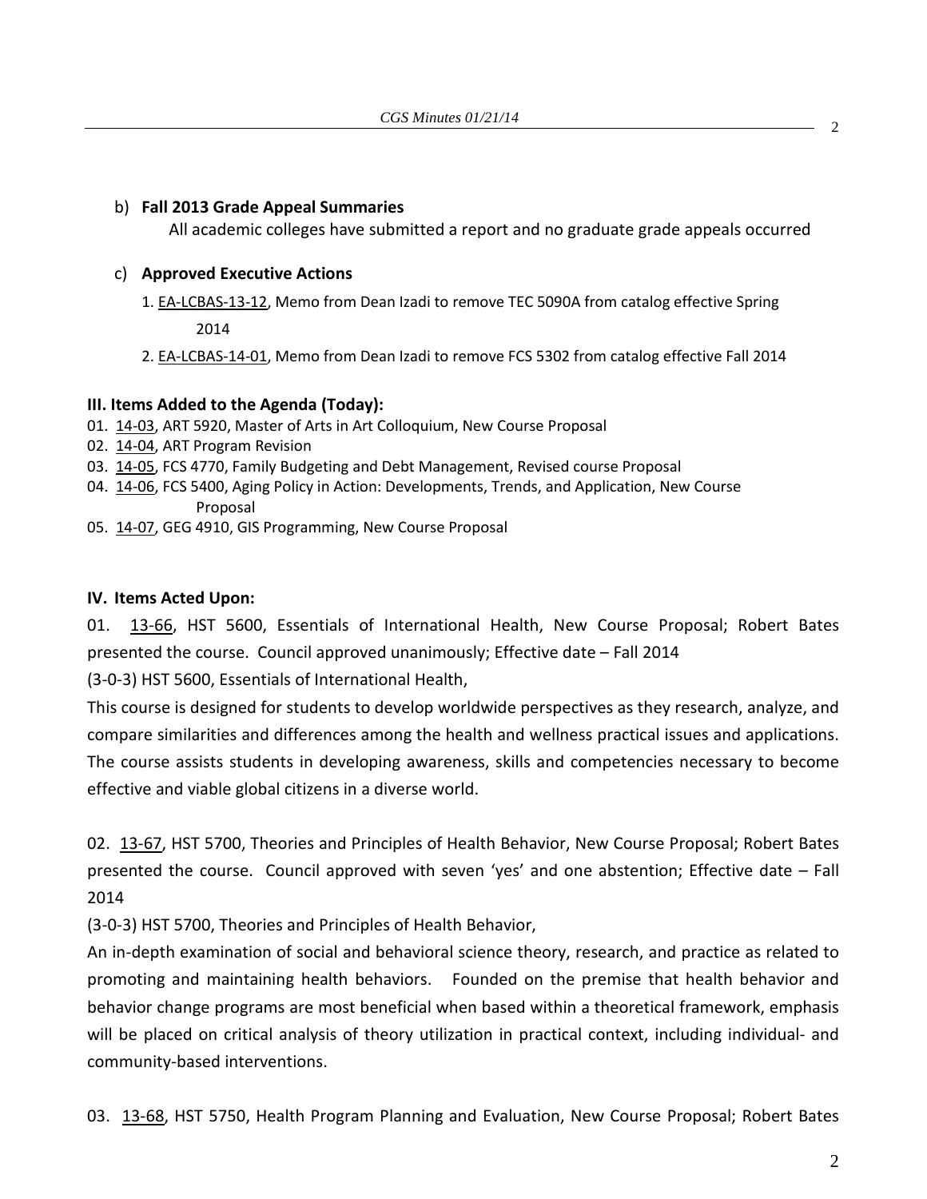b) **Fall 2013 Grade Appeal Summaries**

All academic colleges have submitted a report and no graduate grade appeals occurred

c) **Approved Executive Actions**

1. EA-LCBAS-13-12, Memo from Dean Izadi to remove TEC 5090A from catalog effective Spring 2014
2. EA-LCBAS-14-01, Memo from Dean Izadi to remove FCS 5302 from catalog effective Fall 2014

**III. Items Added to the Agenda (Today):**

01. 14-03, ART 5920, Master of Arts in Art Colloquium, New Course Proposal
02. 14-04, ART Program Revision
03. 14-05, FCS 4770, Family Budgeting and Debt Management, Revised course Proposal
04. 14-06, FCS 5400, Aging Policy in Action: Developments, Trends, and Application, New Course Proposal
05. 14-07, GEG 4910, GIS Programming, New Course Proposal

**IV. Items Acted Upon:**

01. 13-66, HST 5600, Essentials of International Health, New Course Proposal; Robert Bates presented the course. Council approved unanimously; Effective date – Fall 2014

(3-0-3) HST 5600, Essentials of International Health,

This course is designed for students to develop worldwide perspectives as they research, analyze, and compare similarities and differences among the health and wellness practical issues and applications. The course assists students in developing awareness, skills and competencies necessary to become effective and viable global citizens in a diverse world.

02. 13-67, HST 5700, Theories and Principles of Health Behavior, New Course Proposal; Robert Bates presented the course. Council approved with seven 'yes' and one abstention; Effective date – Fall 2014

(3-0-3) HST 5700, Theories and Principles of Health Behavior,

An in-depth examination of social and behavioral science theory, research, and practice as related to promoting and maintaining health behaviors. Founded on the premise that health behavior and behavior change programs are most beneficial when based within a theoretical framework, emphasis will be placed on critical analysis of theory utilization in practical context, including individual- and community-based interventions.

03. 13-68, HST 5750, Health Program Planning and Evaluation, New Course Proposal; Robert Bates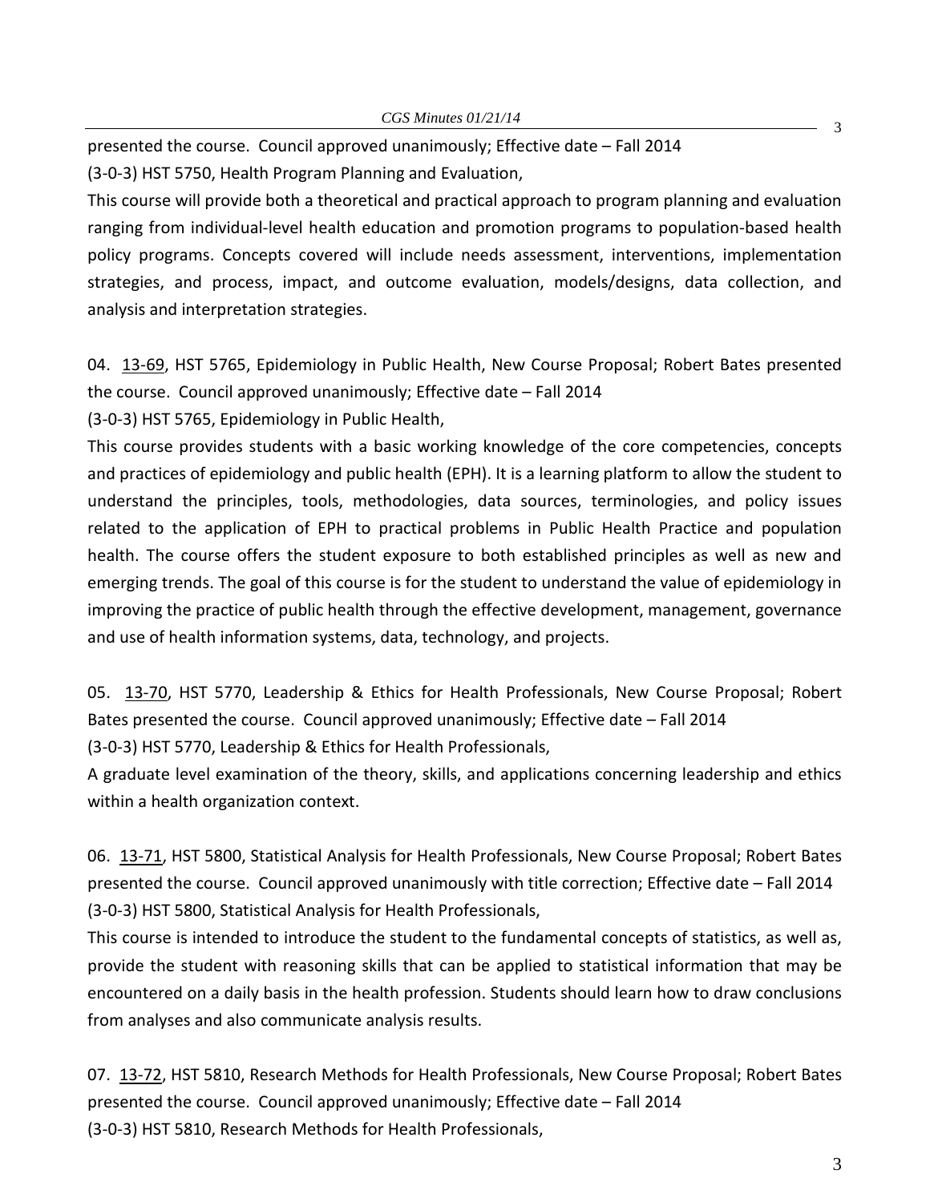presented the course. Council approved unanimously; Effective date – Fall 2014

(3-0-3) HST 5750, Health Program Planning and Evaluation,

This course will provide both a theoretical and practical approach to program planning and evaluation ranging from individual-level health education and promotion programs to population-based health policy programs. Concepts covered will include needs assessment, interventions, implementation strategies, and process, impact, and outcome evaluation, models/designs, data collection, and analysis and interpretation strategies.

04. 13-69, HST 5765, Epidemiology in Public Health, New Course Proposal; Robert Bates presented the course. Council approved unanimously; Effective date – Fall 2014

(3-0-3) HST 5765, Epidemiology in Public Health,

This course provides students with a basic working knowledge of the core competencies, concepts and practices of epidemiology and public health (EPH). It is a learning platform to allow the student to understand the principles, tools, methodologies, data sources, terminologies, and policy issues related to the application of EPH to practical problems in Public Health Practice and population health. The course offers the student exposure to both established principles as well as new and emerging trends. The goal of this course is for the student to understand the value of epidemiology in improving the practice of public health through the effective development, management, governance and use of health information systems, data, technology, and projects.

05. 13-70, HST 5770, Leadership & Ethics for Health Professionals, New Course Proposal; Robert Bates presented the course. Council approved unanimously; Effective date – Fall 2014

(3-0-3) HST 5770, Leadership & Ethics for Health Professionals,

A graduate level examination of the theory, skills, and applications concerning leadership and ethics within a health organization context.

06. 13-71, HST 5800, Statistical Analysis for Health Professionals, New Course Proposal; Robert Bates presented the course. Council approved unanimously with title correction; Effective date – Fall 2014

(3-0-3) HST 5800, Statistical Analysis for Health Professionals,

This course is intended to introduce the student to the fundamental concepts of statistics, as well as, provide the student with reasoning skills that can be applied to statistical information that may be encountered on a daily basis in the health profession. Students should learn how to draw conclusions from analyses and also communicate analysis results.

07. 13-72, HST 5810, Research Methods for Health Professionals, New Course Proposal; Robert Bates presented the course. Council approved unanimously; Effective date – Fall 2014

(3-0-3) HST 5810, Research Methods for Health Professionals,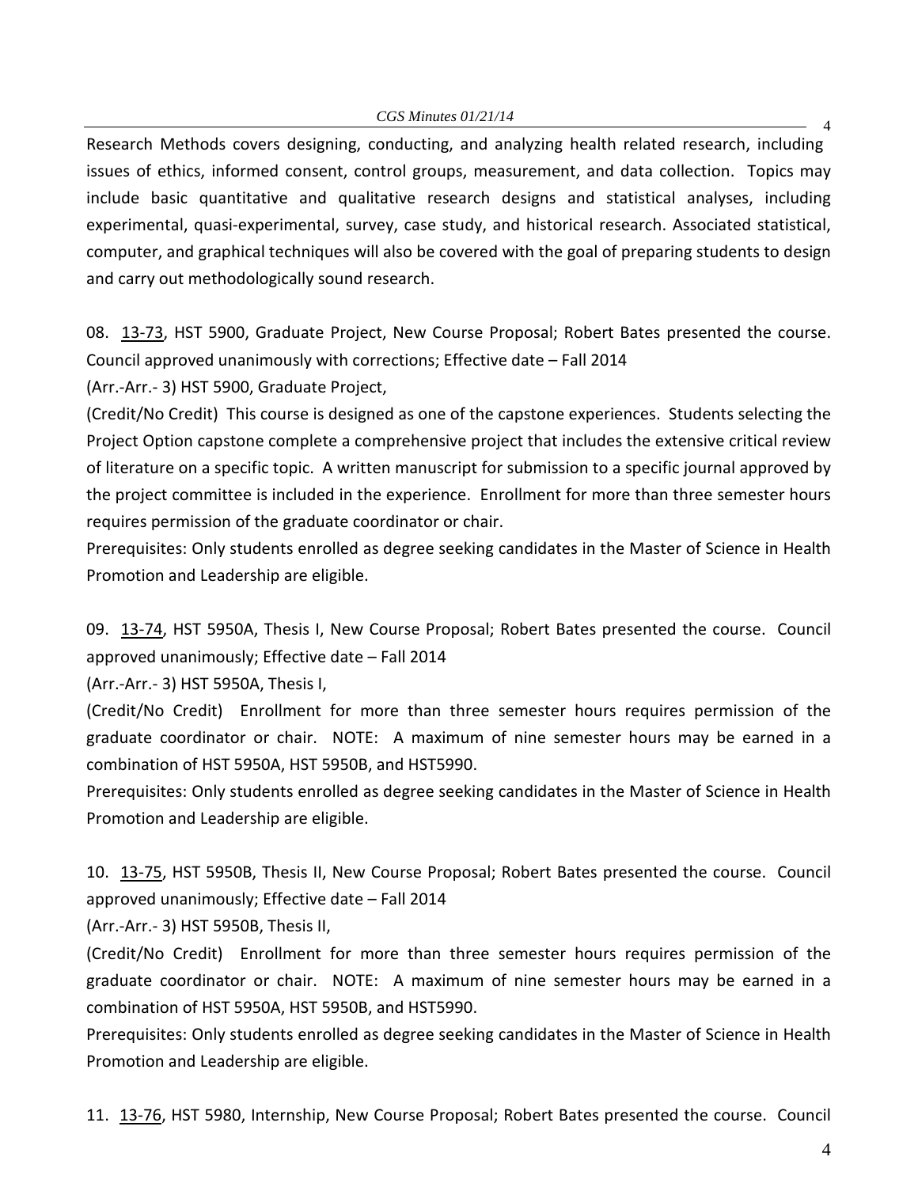Research Methods covers designing, conducting, and analyzing health related research, including issues of ethics, informed consent, control groups, measurement, and data collection. Topics may include basic quantitative and qualitative research designs and statistical analyses, including experimental, quasi-experimental, survey, case study, and historical research. Associated statistical, computer, and graphical techniques will also be covered with the goal of preparing students to design and carry out methodologically sound research.

08. 13-73, HST 5900, Graduate Project, New Course Proposal; Robert Bates presented the course. Council approved unanimously with corrections; Effective date – Fall 2014

(Arr.-Arr.- 3) HST 5900, Graduate Project,

(Credit/No Credit) This course is designed as one of the capstone experiences. Students selecting the Project Option capstone complete a comprehensive project that includes the extensive critical review of literature on a specific topic. A written manuscript for submission to a specific journal approved by the project committee is included in the experience. Enrollment for more than three semester hours requires permission of the graduate coordinator or chair.

Prerequisites: Only students enrolled as degree seeking candidates in the Master of Science in Health Promotion and Leadership are eligible.

09. 13-74, HST 5950A, Thesis I, New Course Proposal; Robert Bates presented the course. Council approved unanimously; Effective date – Fall 2014

(Arr.-Arr.- 3) HST 5950A, Thesis I,

(Credit/No Credit) Enrollment for more than three semester hours requires permission of the graduate coordinator or chair. NOTE: A maximum of nine semester hours may be earned in a combination of HST 5950A, HST 5950B, and HST5990.

Prerequisites: Only students enrolled as degree seeking candidates in the Master of Science in Health Promotion and Leadership are eligible.

10. 13-75, HST 5950B, Thesis II, New Course Proposal; Robert Bates presented the course. Council approved unanimously; Effective date – Fall 2014

(Arr.-Arr.- 3) HST 5950B, Thesis II,

(Credit/No Credit) Enrollment for more than three semester hours requires permission of the graduate coordinator or chair. NOTE: A maximum of nine semester hours may be earned in a combination of HST 5950A, HST 5950B, and HST5990.

Prerequisites: Only students enrolled as degree seeking candidates in the Master of Science in Health Promotion and Leadership are eligible.

11. 13-76, HST 5980, Internship, New Course Proposal; Robert Bates presented the course. Council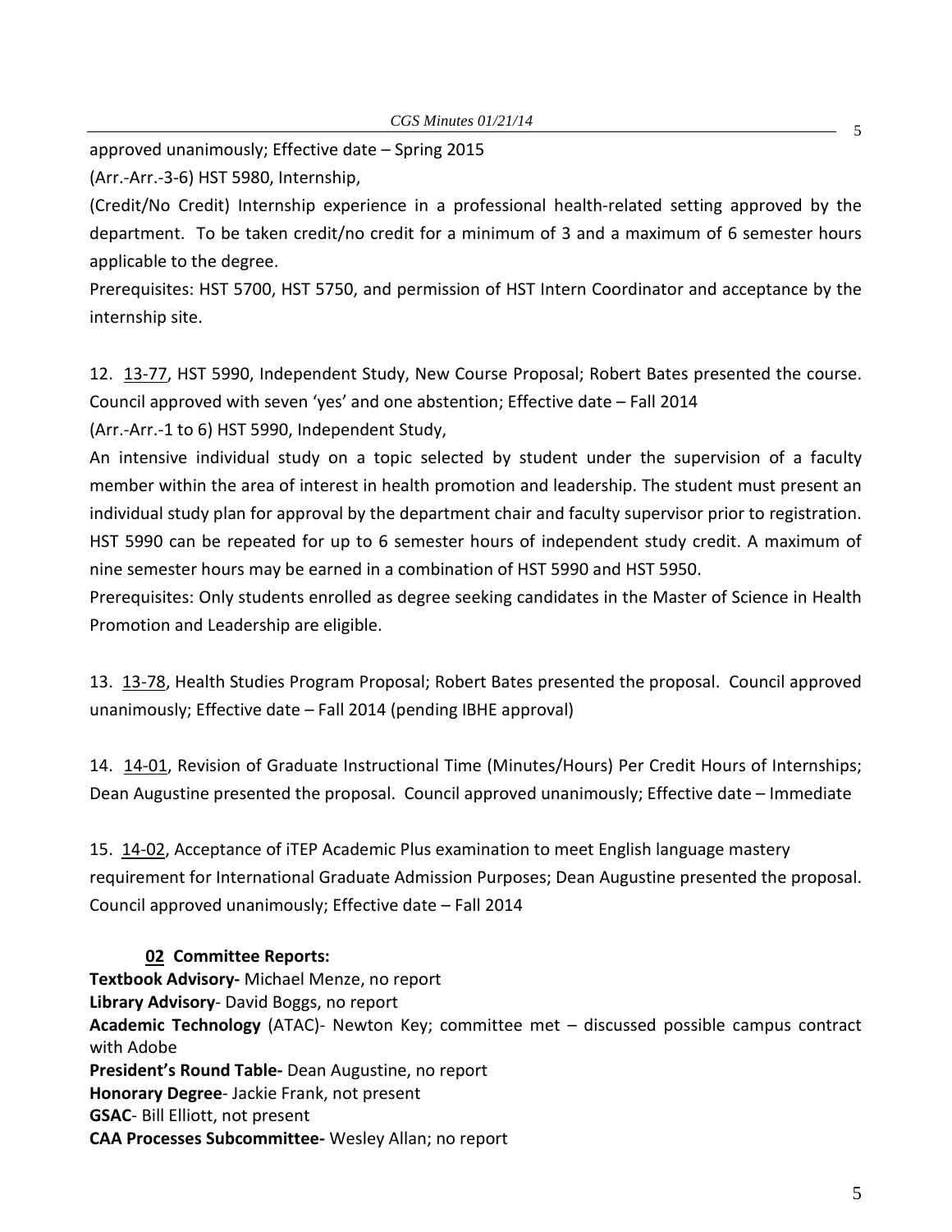approved unanimously; Effective date – Spring 2015

(Arr.-Arr.-3-6) HST 5980, Internship,

(Credit/No Credit) Internship experience in a professional health-related setting approved by the department. To be taken credit/no credit for a minimum of 3 and a maximum of 6 semester hours applicable to the degree.

Prerequisites: HST 5700, HST 5750, and permission of HST Intern Coordinator and acceptance by the internship site.

12. 13-77, HST 5990, Independent Study, New Course Proposal; Robert Bates presented the course. Council approved with seven 'yes' and one abstention; Effective date – Fall 2014

(Arr.-Arr.-1 to 6) HST 5990, Independent Study,

An intensive individual study on a topic selected by student under the supervision of a faculty member within the area of interest in health promotion and leadership. The student must present an individual study plan for approval by the department chair and faculty supervisor prior to registration. HST 5990 can be repeated for up to 6 semester hours of independent study credit. A maximum of nine semester hours may be earned in a combination of HST 5990 and HST 5950.

Prerequisites: Only students enrolled as degree seeking candidates in the Master of Science in Health Promotion and Leadership are eligible.

13. 13-78, Health Studies Program Proposal; Robert Bates presented the proposal. Council approved unanimously; Effective date – Fall 2014 (pending IBHE approval)

14. 14-01, Revision of Graduate Instructional Time (Minutes/Hours) Per Credit Hours of Internships; Dean Augustine presented the proposal. Council approved unanimously; Effective date – Immediate

15. 14-02, Acceptance of iTEP Academic Plus examination to meet English language mastery requirement for International Graduate Admission Purposes; Dean Augustine presented the proposal. Council approved unanimously; Effective date – Fall 2014

**02 Committee Reports:**

**Textbook Advisory-** Michael Menze, no report

**Library Advisory**- David Boggs, no report

**Academic Technology** (ATAC)- Newton Key; committee met – discussed possible campus contract with Adobe

**President's Round Table-** Dean Augustine, no report

**Honorary Degree**- Jackie Frank, not present

**GSAC**- Bill Elliott, not present

**CAA Processes Subcommittee-** Wesley Allan; no report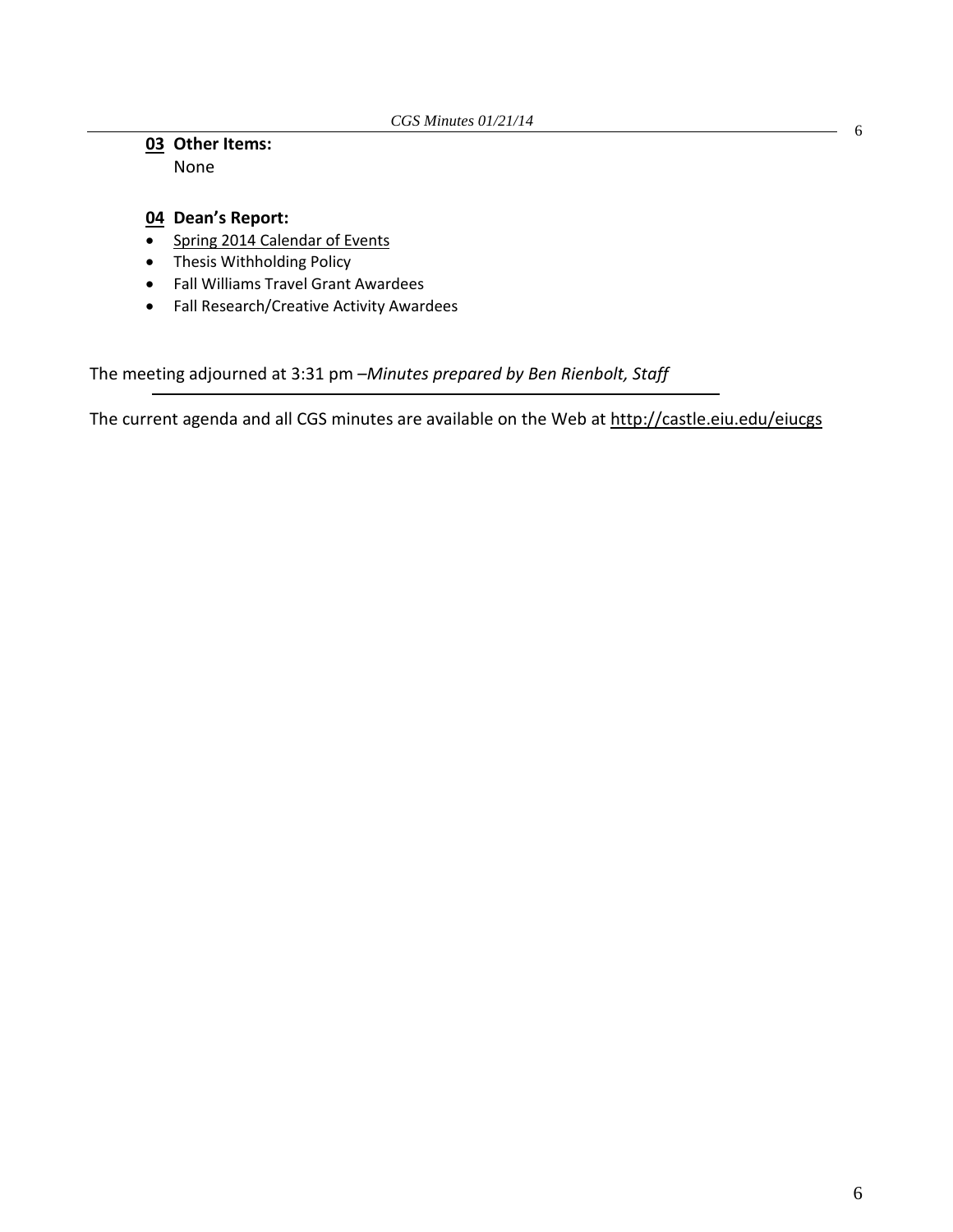**03 Other Items:**

None

**04 Dean's Report:**

- Spring 2014 Calendar of Events
- Thesis Withholding Policy
- Fall Williams Travel Grant Awardees
- Fall Research/Creative Activity Awardees

The meeting adjourned at 3:31 pm –*Minutes prepared by Ben Rienbolt, Staff*

---

The current agenda and all CGS minutes are available on the Web at http://castle.eiu.edu/eiucgs